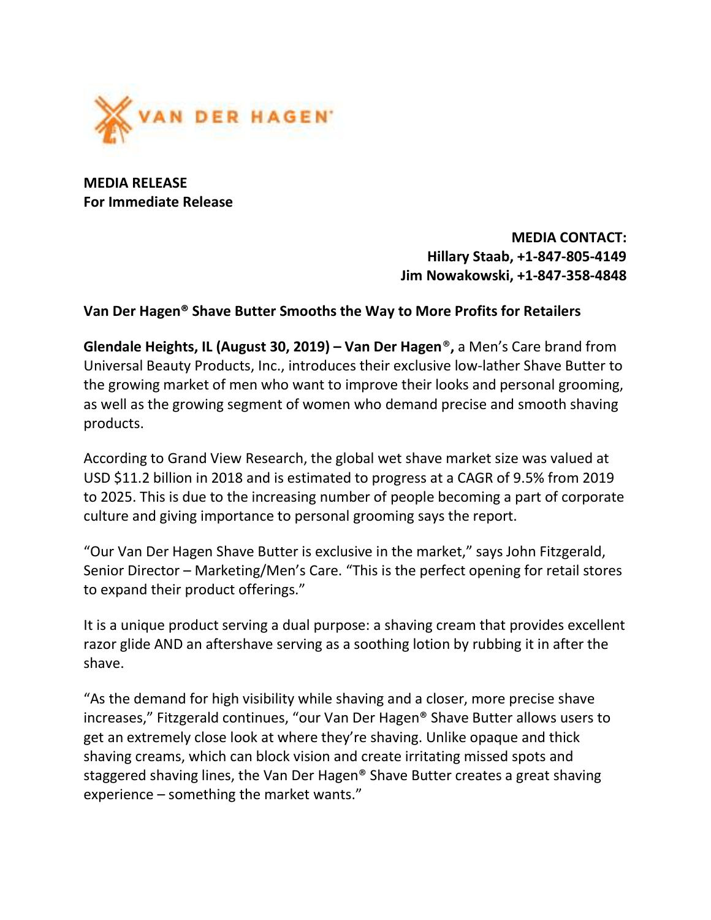VAN DER HAGEN®

**MEDIA RELEASE**
**For Immediate Release**

**MEDIA CONTACT:**
**Hillary Staab, +1-847-805-4149**
**Jim Nowakowski, +1-847-358-4848**

**Van Der Hagen® Shave Butter Smooths the Way to More Profits for Retailers**

**Glendale Heights, IL (August 30, 2019) – Van Der Hagen®,** a Men's Care brand from Universal Beauty Products, Inc., introduces their exclusive low-lather Shave Butter to the growing market of men who want to improve their looks and personal grooming, as well as the growing segment of women who demand precise and smooth shaving products.

According to Grand View Research, the global wet shave market size was valued at USD $11.2 billion in 2018 and is estimated to progress at a CAGR of 9.5% from 2019 to 2025. This is due to the increasing number of people becoming a part of corporate culture and giving importance to personal grooming says the report.

"Our Van Der Hagen Shave Butter is exclusive in the market," says John Fitzgerald, Senior Director – Marketing/Men's Care. "This is the perfect opening for retail stores to expand their product offerings."

It is a unique product serving a dual purpose: a shaving cream that provides excellent razor glide AND an aftershave serving as a soothing lotion by rubbing it in after the shave.

"As the demand for high visibility while shaving and a closer, more precise shave increases," Fitzgerald continues, "our Van Der Hagen® Shave Butter allows users to get an extremely close look at where they're shaving. Unlike opaque and thick shaving creams, which can block vision and create irritating missed spots and staggered shaving lines, the Van Der Hagen® Shave Butter creates a great shaving experience – something the market wants."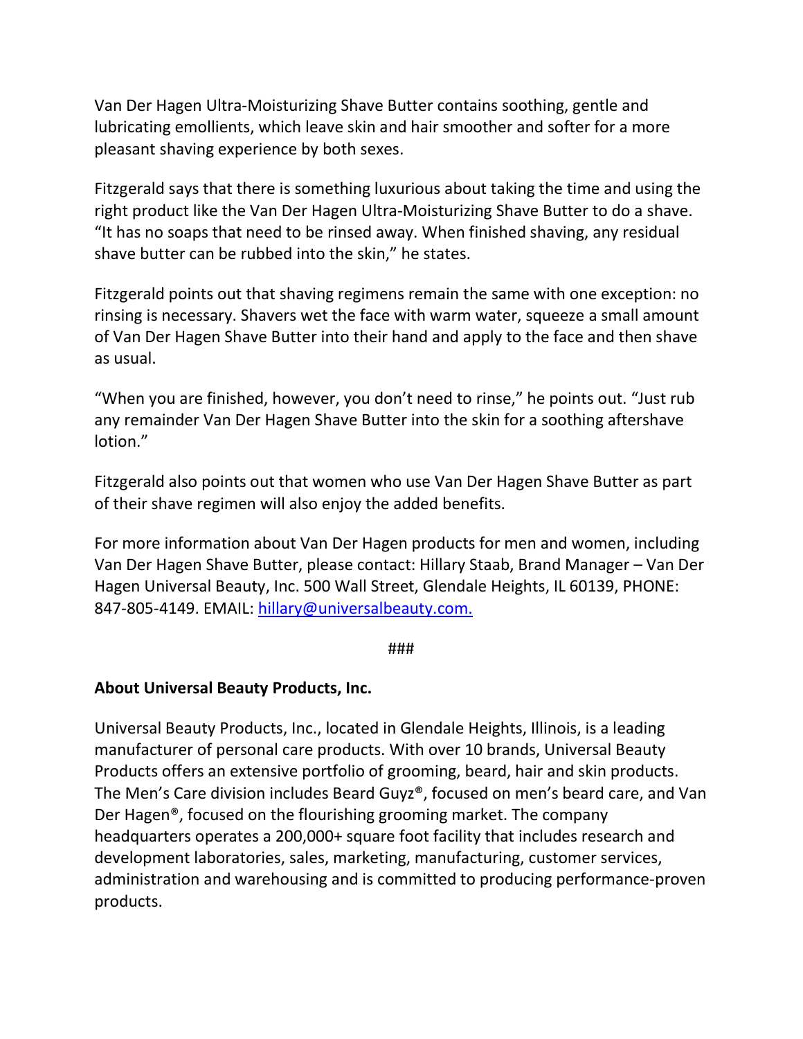Van Der Hagen Ultra-Moisturizing Shave Butter contains soothing, gentle and lubricating emollients, which leave skin and hair smoother and softer for a more pleasant shaving experience by both sexes.

Fitzgerald says that there is something luxurious about taking the time and using the right product like the Van Der Hagen Ultra-Moisturizing Shave Butter to do a shave. "It has no soaps that need to be rinsed away. When finished shaving, any residual shave butter can be rubbed into the skin," he states.

Fitzgerald points out that shaving regimens remain the same with one exception: no rinsing is necessary. Shavers wet the face with warm water, squeeze a small amount of Van Der Hagen Shave Butter into their hand and apply to the face and then shave as usual.

"When you are finished, however, you don't need to rinse," he points out. "Just rub any remainder Van Der Hagen Shave Butter into the skin for a soothing aftershave lotion."

Fitzgerald also points out that women who use Van Der Hagen Shave Butter as part of their shave regimen will also enjoy the added benefits.

For more information about Van Der Hagen products for men and women, including Van Der Hagen Shave Butter, please contact: Hillary Staab, Brand Manager – Van Der Hagen Universal Beauty, Inc. 500 Wall Street, Glendale Heights, IL 60139, PHONE: 847-805-4149. EMAIL: [hillary@universalbeauty.com.](mailto:hillary@universalbeauty.com)

###

**About Universal Beauty Products, Inc.**

Universal Beauty Products, Inc., located in Glendale Heights, Illinois, is a leading manufacturer of personal care products. With over 10 brands, Universal Beauty Products offers an extensive portfolio of grooming, beard, hair and skin products. The Men's Care division includes Beard Guyz®, focused on men's beard care, and Van Der Hagen®, focused on the flourishing grooming market. The company headquarters operates a 200,000+ square foot facility that includes research and development laboratories, sales, marketing, manufacturing, customer services, administration and warehousing and is committed to producing performance-proven products.